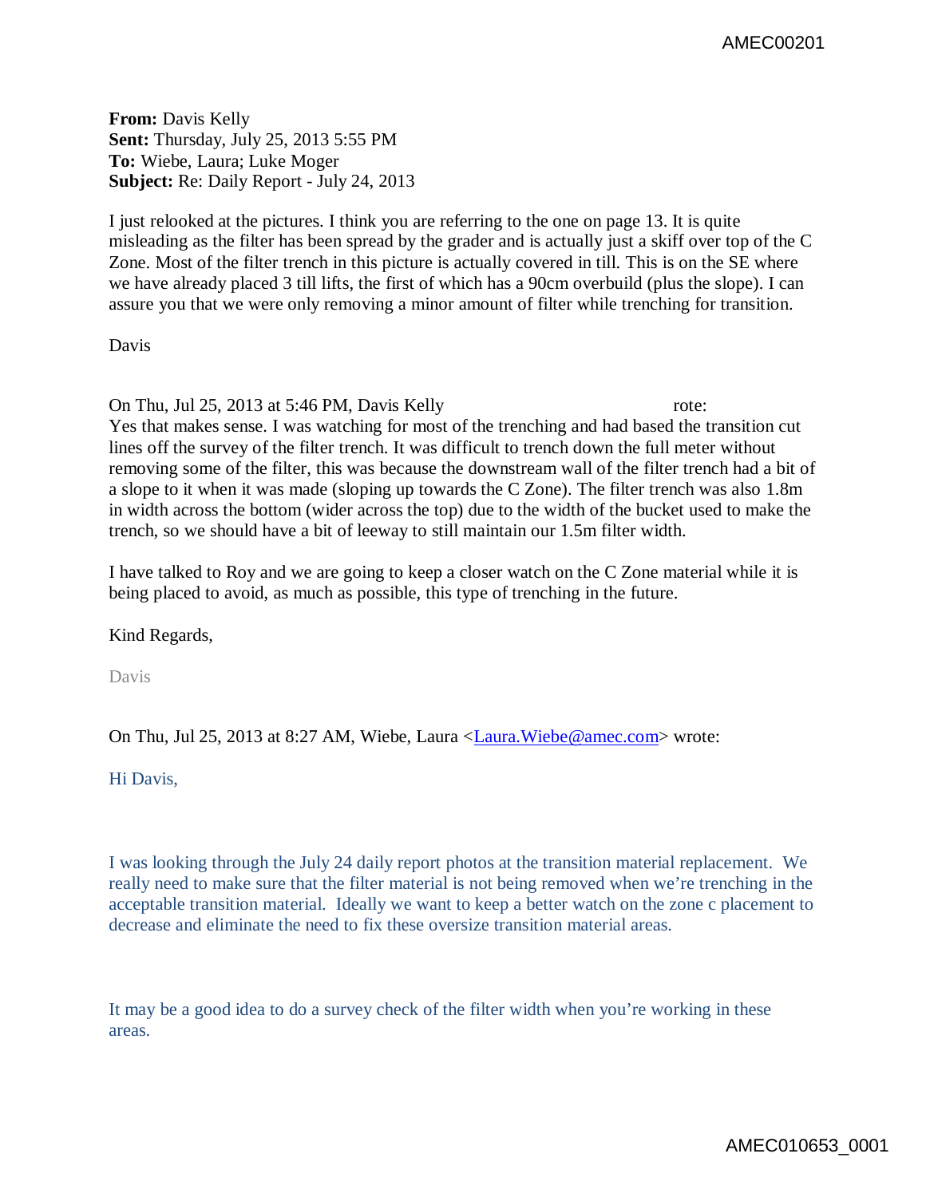**From:** Davis Kelly
**Sent:** Thursday, July 25, 2013 5:55 PM
**To:** Wiebe, Laura; Luke Moger
**Subject:** Re: Daily Report - July 24, 2013

I just relooked at the pictures. I think you are referring to the one on page 13. It is quite misleading as the filter has been spread by the grader and is actually just a skiff over top of the C Zone. Most of the filter trench in this picture is actually covered in till. This is on the SE where we have already placed 3 till lifts, the first of which has a 90cm overbuild (plus the slope). I can assure you that we were only removing a minor amount of filter while trenching for transition.

Davis

On Thu, Jul 25, 2013 at 5:46 PM, Davis Kelly rote:
Yes that makes sense. I was watching for most of the trenching and had based the transition cut lines off the survey of the filter trench. It was difficult to trench down the full meter without removing some of the filter, this was because the downstream wall of the filter trench had a bit of a slope to it when it was made (sloping up towards the C Zone). The filter trench was also 1.8m in width across the bottom (wider across the top) due to the width of the bucket used to make the trench, so we should have a bit of leeway to still maintain our 1.5m filter width.

I have talked to Roy and we are going to keep a closer watch on the C Zone material while it is being placed to avoid, as much as possible, this type of trenching in the future.

Kind Regards,

Davis

On Thu, Jul 25, 2013 at 8:27 AM, Wiebe, Laura <Laura.Wiebe@amec.com> wrote:

Hi Davis,

I was looking through the July 24 daily report photos at the transition material replacement. We really need to make sure that the filter material is not being removed when we're trenching in the acceptable transition material. Ideally we want to keep a better watch on the zone c placement to decrease and eliminate the need to fix these oversize transition material areas.

It may be a good idea to do a survey check of the filter width when you're working in these areas.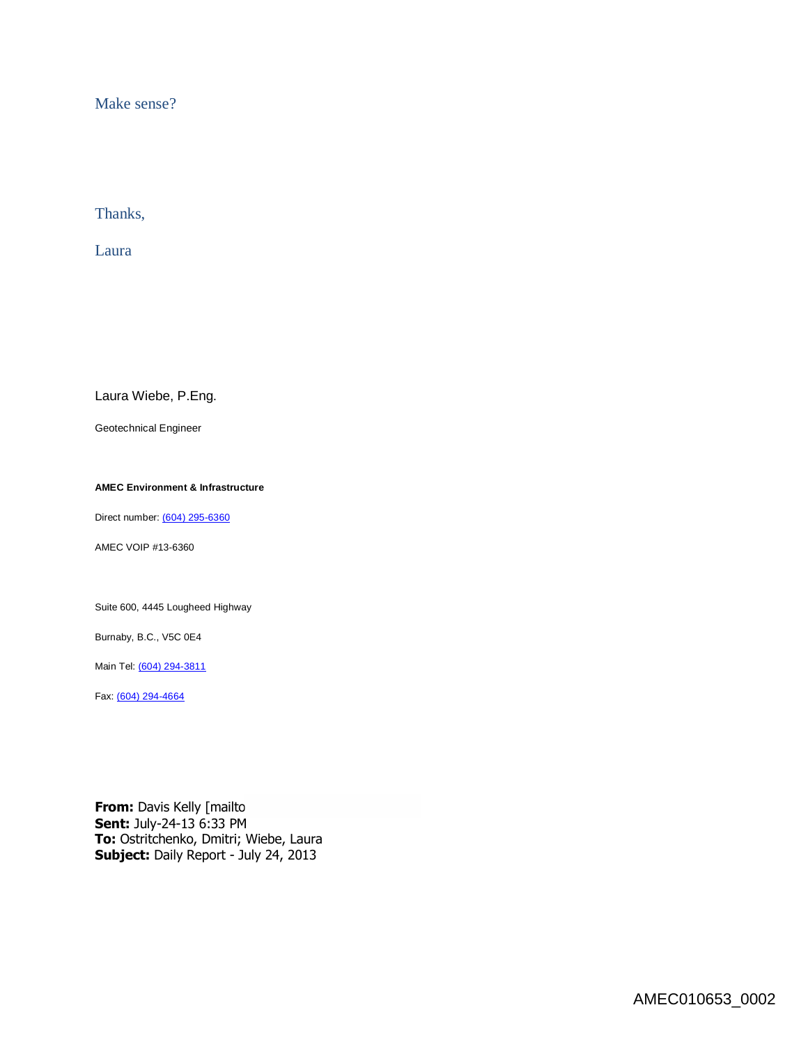Make sense?

Thanks,

Laura

Laura Wiebe, P.Eng.

Geotechnical Engineer

**AMEC Environment & Infrastructure**

Direct number: (604) 295-6360

AMEC VOIP #13-6360

Suite 600, 4445 Lougheed Highway

Burnaby, B.C., V5C 0E4

Main Tel: (604) 294-3811

Fax: (604) 294-4664

**From:** Davis Kelly [mailto
**Sent:** July-24-13 6:33 PM
**To:** Ostritchenko, Dmitri; Wiebe, Laura
**Subject:** Daily Report - July 24, 2013

AMEC010653_0002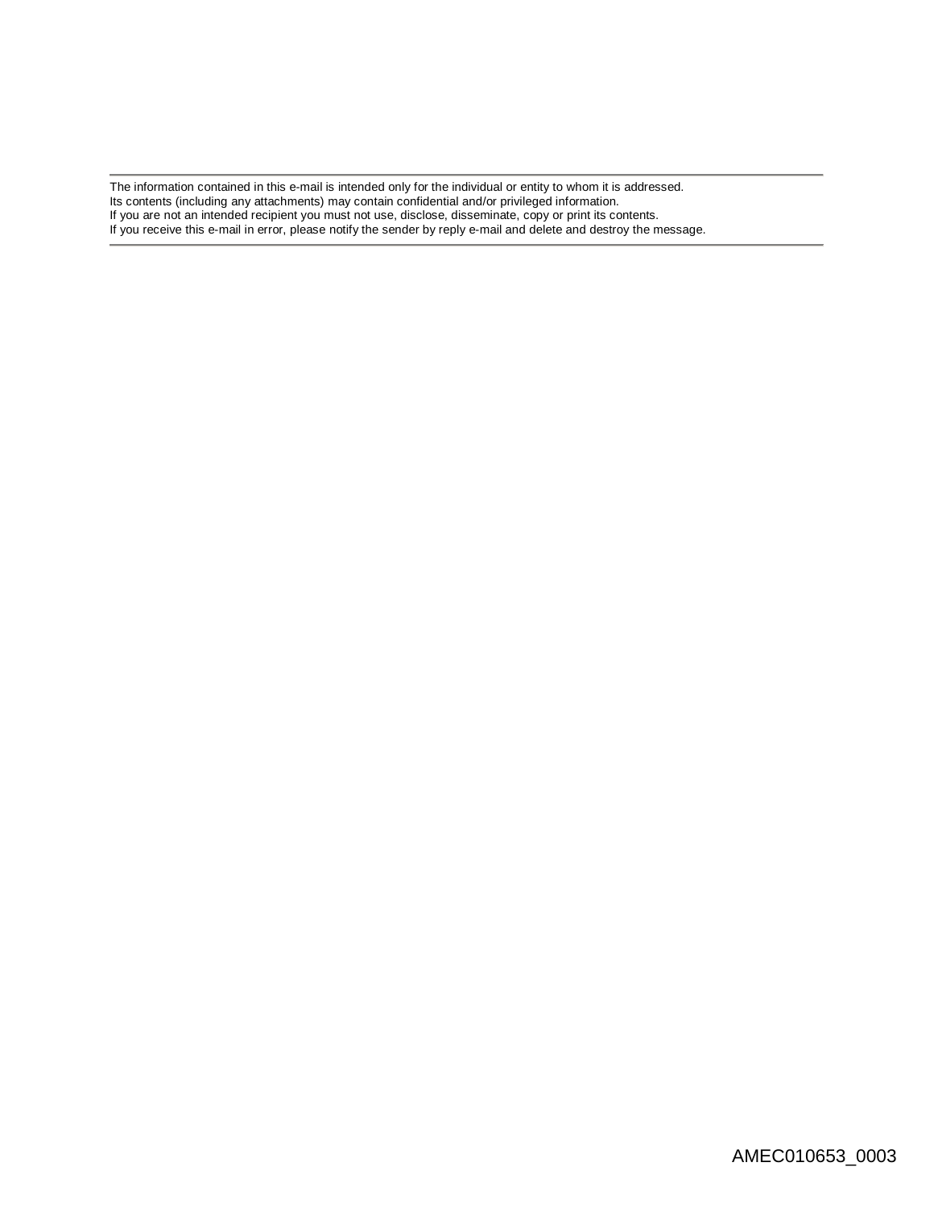---

The information contained in this e-mail is intended only for the individual or entity to whom it is addressed.
Its contents (including any attachments) may contain confidential and/or privileged information.
If you are not an intended recipient you must not use, disclose, disseminate, copy or print its contents.
If you receive this e-mail in error, please notify the sender by reply e-mail and delete and destroy the message.

---

AMEC010653_0003